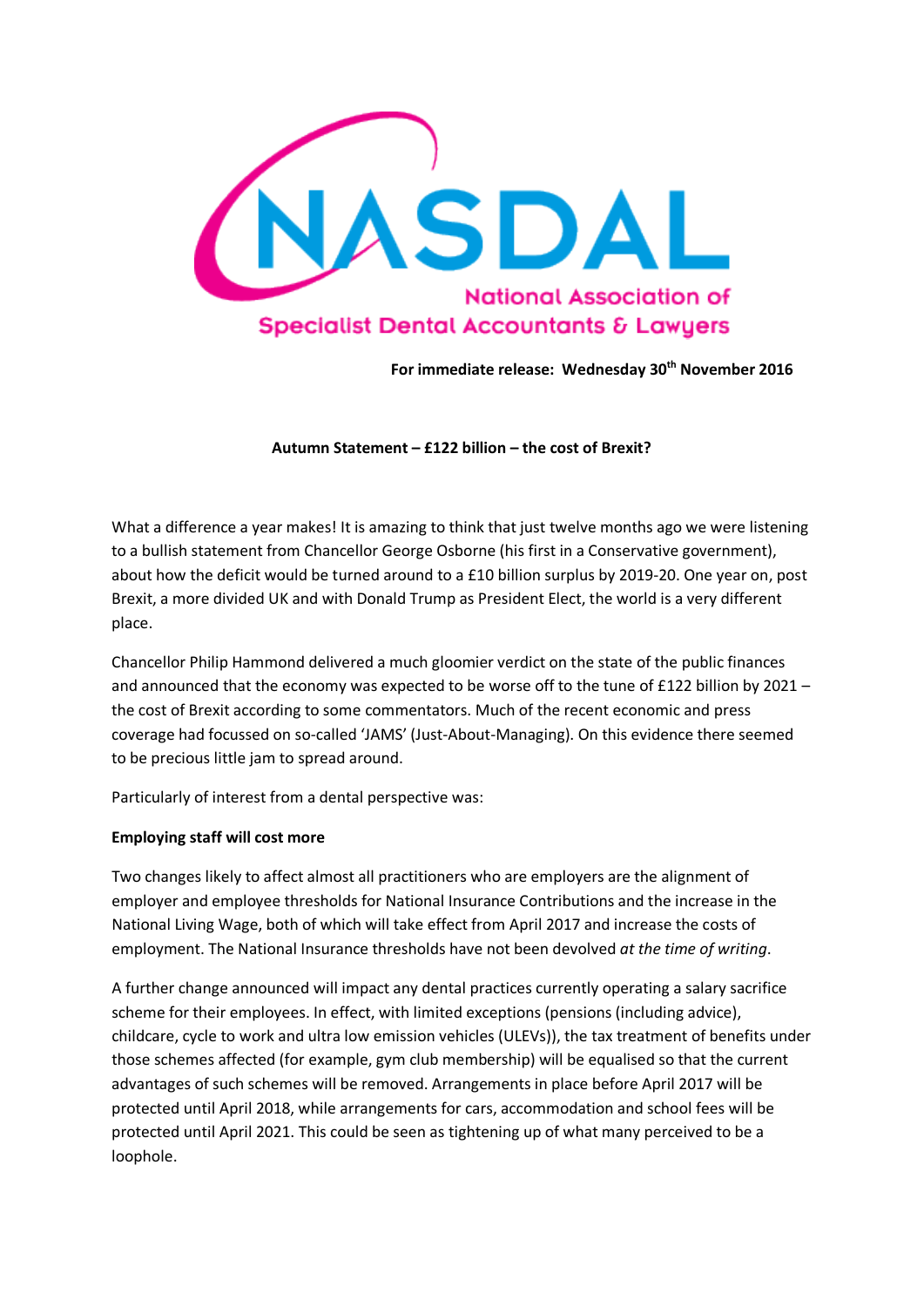NASDAL

National Association of Specialist Dental Accountants & Lawyers

**For immediate release: Wednesday 30th November 2016**

**Autumn Statement – £122 billion – the cost of Brexit?**

What a difference a year makes! It is amazing to think that just twelve months ago we were listening to a bullish statement from Chancellor George Osborne (his first in a Conservative government), about how the deficit would be turned around to a £10 billion surplus by 2019-20. One year on, post Brexit, a more divided UK and with Donald Trump as President Elect, the world is a very different place.

Chancellor Philip Hammond delivered a much gloomier verdict on the state of the public finances and announced that the economy was expected to be worse off to the tune of £122 billion by 2021 – the cost of Brexit according to some commentators. Much of the recent economic and press coverage had focussed on so-called 'JAMS' (Just-About-Managing). On this evidence there seemed to be precious little jam to spread around.

Particularly of interest from a dental perspective was:

**Employing staff will cost more**

Two changes likely to affect almost all practitioners who are employers are the alignment of employer and employee thresholds for National Insurance Contributions and the increase in the National Living Wage, both of which will take effect from April 2017 and increase the costs of employment. The National Insurance thresholds have not been devolved *at the time of writing.*

A further change announced will impact any dental practices currently operating a salary sacrifice scheme for their employees. In effect, with limited exceptions (pensions (including advice), childcare, cycle to work and ultra low emission vehicles (ULEVs)), the tax treatment of benefits under those schemes affected (for example, gym club membership) will be equalised so that the current advantages of such schemes will be removed. Arrangements in place before April 2017 will be protected until April 2018, while arrangements for cars, accommodation and school fees will be protected until April 2021. This could be seen as tightening up of what many perceived to be a loophole.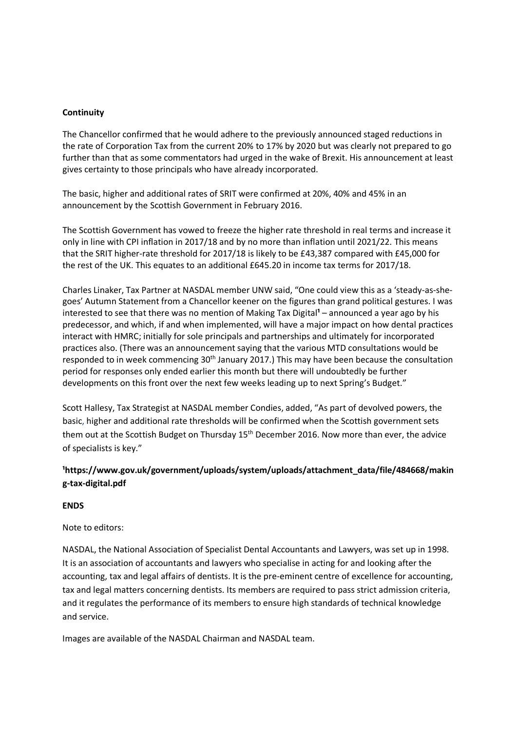**Continuity**

The Chancellor confirmed that he would adhere to the previously announced staged reductions in the rate of Corporation Tax from the current 20% to 17% by 2020 but was clearly not prepared to go further than that as some commentators had urged in the wake of Brexit. His announcement at least gives certainty to those principals who have already incorporated.

The basic, higher and additional rates of SRIT were confirmed at 20%, 40% and 45% in an announcement by the Scottish Government in February 2016.

The Scottish Government has vowed to freeze the higher rate threshold in real terms and increase it only in line with CPI inflation in 2017/18 and by no more than inflation until 2021/22. This means that the SRIT higher-rate threshold for 2017/18 is likely to be £43,387 compared with £45,000 for the rest of the UK. This equates to an additional £645.20 in income tax terms for 2017/18.

Charles Linaker, Tax Partner at NASDAL member UNW said, "One could view this as a 'steady-as-she-goes' Autumn Statement from a Chancellor keener on the figures than grand political gestures. I was interested to see that there was no mention of Making Tax Digital[1] – announced a year ago by his predecessor, and which, if and when implemented, will have a major impact on how dental practices interact with HMRC; initially for sole principals and partnerships and ultimately for incorporated practices also. (There was an announcement saying that the various MTD consultations would be responded to in week commencing 30th January 2017.) This may have been because the consultation period for responses only ended earlier this month but there will undoubtedly be further developments on this front over the next few weeks leading up to next Spring's Budget."

Scott Hallesy, Tax Strategist at NASDAL member Condies, added, "As part of devolved powers, the basic, higher and additional rate thresholds will be confirmed when the Scottish government sets them out at the Scottish Budget on Thursday 15th December 2016. Now more than ever, the advice of specialists is key."

**[1]https://www.gov.uk/government/uploads/system/uploads/attachment_data/file/484668/making-tax-digital.pdf**

**ENDS**

Note to editors:

NASDAL, the National Association of Specialist Dental Accountants and Lawyers, was set up in 1998. It is an association of accountants and lawyers who specialise in acting for and looking after the accounting, tax and legal affairs of dentists. It is the pre-eminent centre of excellence for accounting, tax and legal matters concerning dentists. Its members are required to pass strict admission criteria, and it regulates the performance of its members to ensure high standards of technical knowledge and service.

Images are available of the NASDAL Chairman and NASDAL team.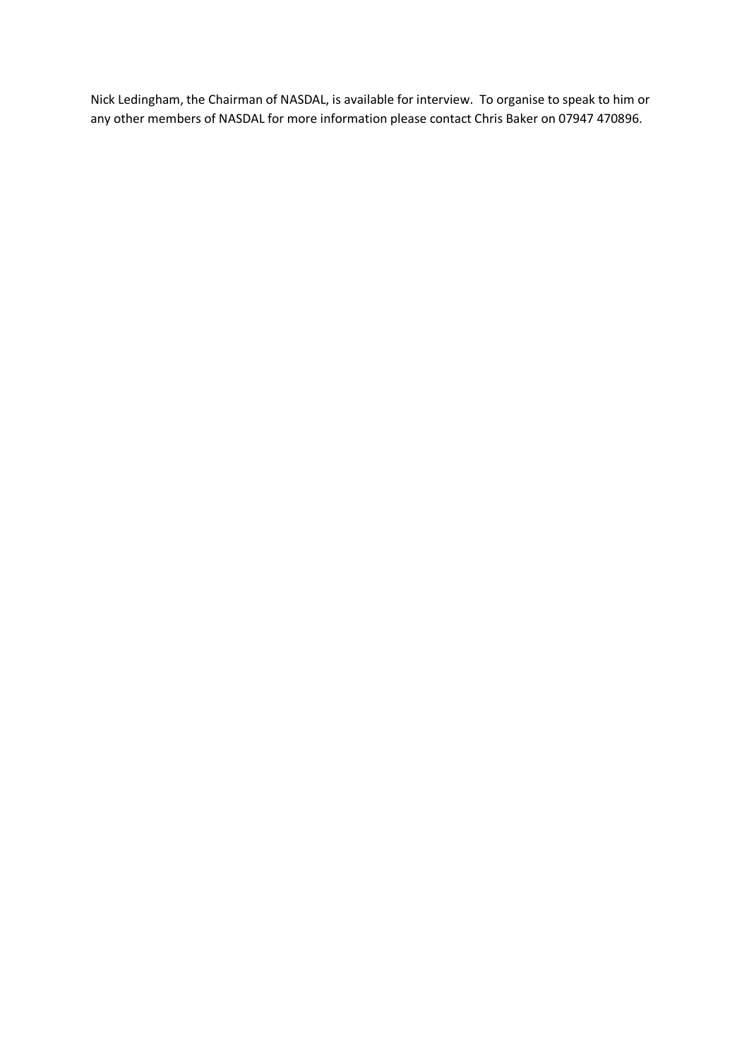Nick Ledingham, the Chairman of NASDAL, is available for interview. To organise to speak to him or any other members of NASDAL for more information please contact Chris Baker on 07947 470896.